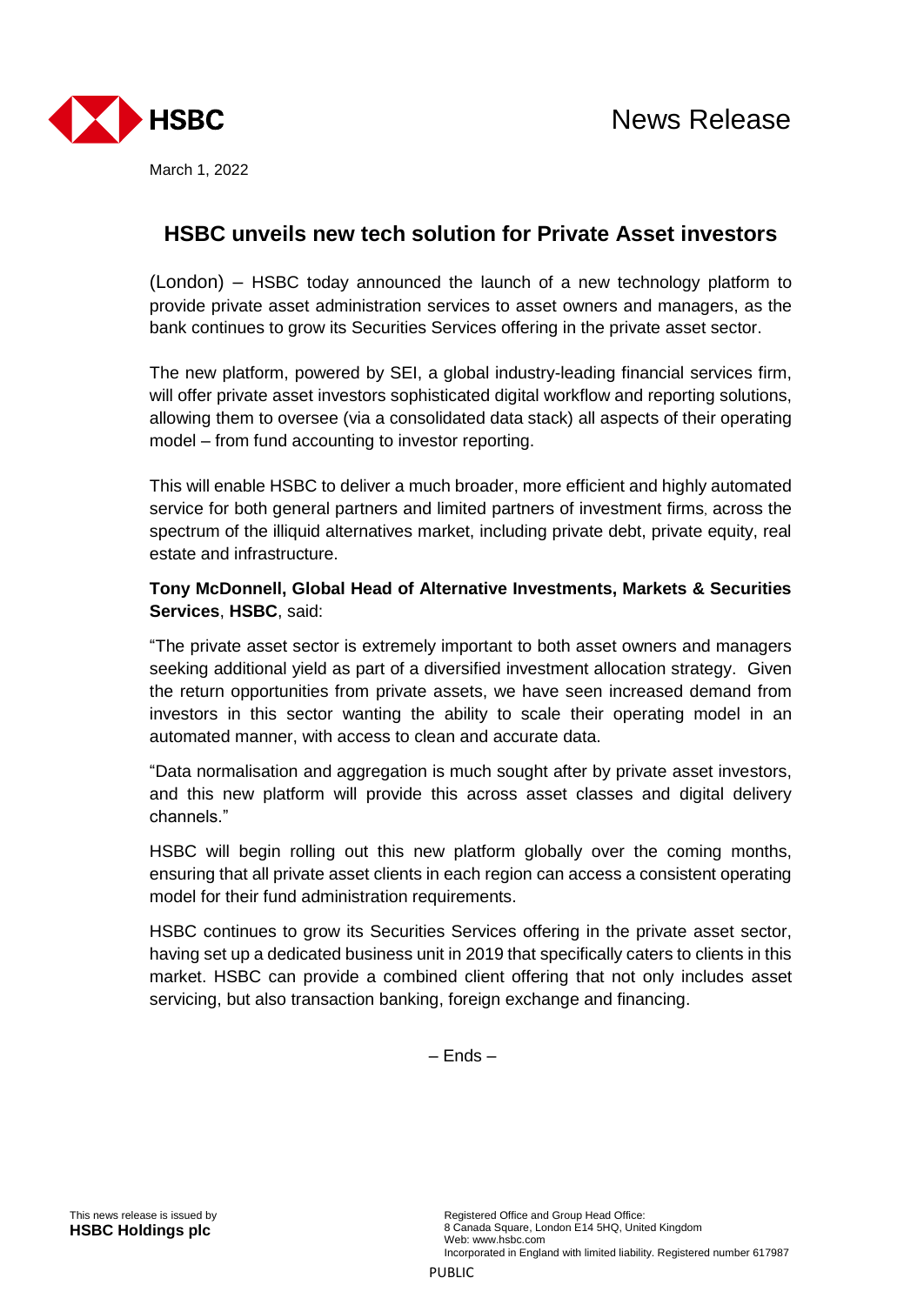HSBC

News Release

March 1, 2022

# HSBC unveils new tech solution for Private Asset investors

(London) – HSBC today announced the launch of a new technology platform to provide private asset administration services to asset owners and managers, as the bank continues to grow its Securities Services offering in the private asset sector.

The new platform, powered by SEI, a global industry-leading financial services firm, will offer private asset investors sophisticated digital workflow and reporting solutions, allowing them to oversee (via a consolidated data stack) all aspects of their operating model – from fund accounting to investor reporting.

This will enable HSBC to deliver a much broader, more efficient and highly automated service for both general partners and limited partners of investment firms, across the spectrum of the illiquid alternatives market, including private debt, private equity, real estate and infrastructure.

**Tony McDonnell, Global Head of Alternative Investments, Markets & Securities Services**, **HSBC**, said:

"The private asset sector is extremely important to both asset owners and managers seeking additional yield as part of a diversified investment allocation strategy. Given the return opportunities from private assets, we have seen increased demand from investors in this sector wanting the ability to scale their operating model in an automated manner, with access to clean and accurate data.

"Data normalisation and aggregation is much sought after by private asset investors, and this new platform will provide this across asset classes and digital delivery channels."

HSBC will begin rolling out this new platform globally over the coming months, ensuring that all private asset clients in each region can access a consistent operating model for their fund administration requirements.

HSBC continues to grow its Securities Services offering in the private asset sector, having set up a dedicated business unit in 2019 that specifically caters to clients in this market. HSBC can provide a combined client offering that not only includes asset servicing, but also transaction banking, foreign exchange and financing.

– Ends –

This news release is issued by
**HSBC Holdings plc**

Registered Office and Group Head Office:
8 Canada Square, London E14 5HQ, United Kingdom
Web: www.hsbc.com
Incorporated in England with limited liability. Registered number 617987

PUBLIC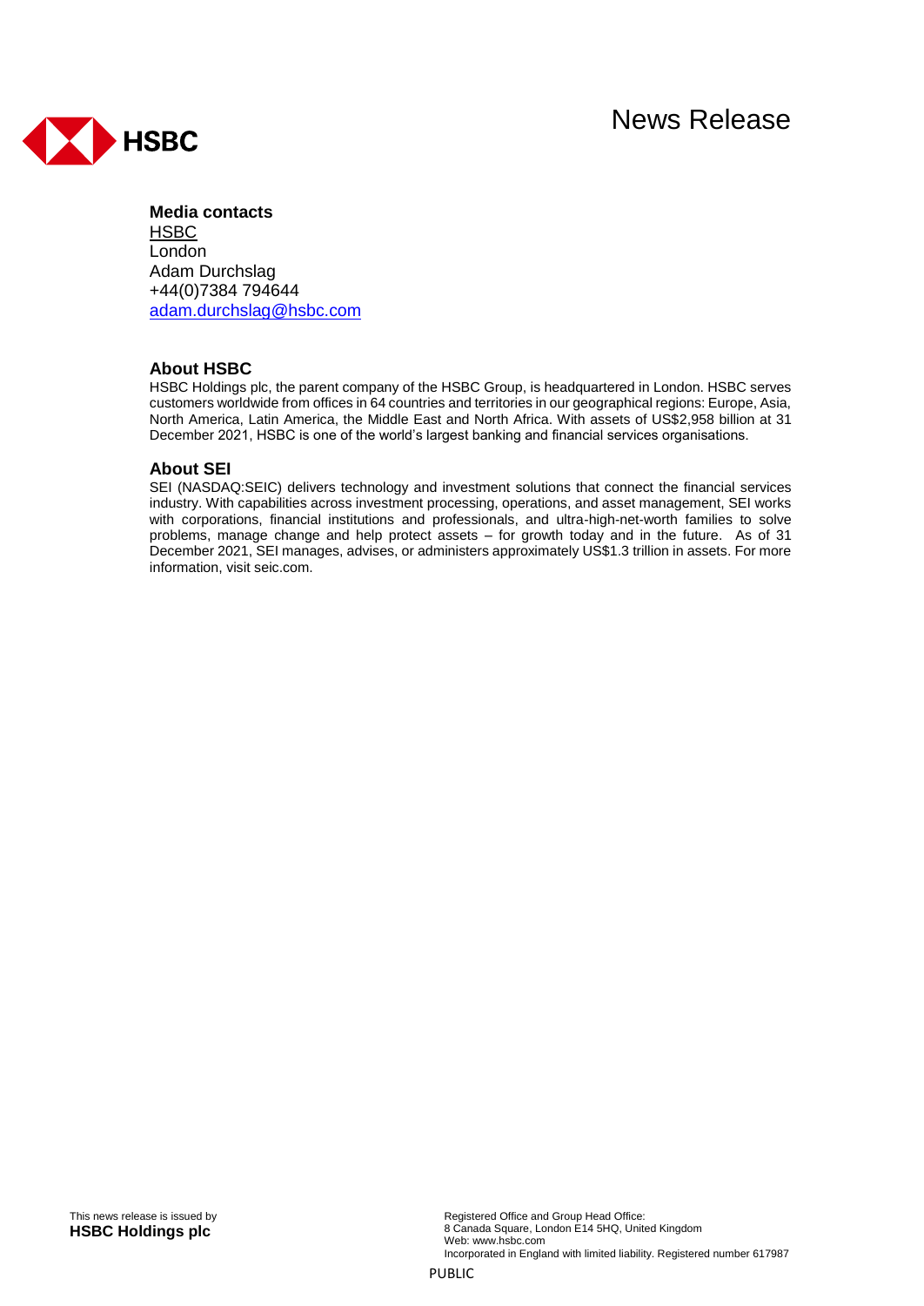News Release

**Media contacts**
HSBC
London
Adam Durchslag
+44(0)7384 794644
adam.durchslag@hsbc.com

## About HSBC

HSBC Holdings plc, the parent company of the HSBC Group, is headquartered in London. HSBC serves customers worldwide from offices in 64 countries and territories in our geographical regions: Europe, Asia, North America, Latin America, the Middle East and North Africa. With assets of US$2,958 billion at 31 December 2021, HSBC is one of the world's largest banking and financial services organisations.

## About SEI

SEI (NASDAQ:SEIC) delivers technology and investment solutions that connect the financial services industry. With capabilities across investment processing, operations, and asset management, SEI works with corporations, financial institutions and professionals, and ultra-high-net-worth families to solve problems, manage change and help protect assets – for growth today and in the future. As of 31 December 2021, SEI manages, advises, or administers approximately US$1.3 trillion in assets. For more information, visit seic.com.

This news release is issued by
**HSBC Holdings plc**

Registered Office and Group Head Office:
8 Canada Square, London E14 5HQ, United Kingdom
Web: www.hsbc.com
Incorporated in England with limited liability. Registered number 617987

PUBLIC